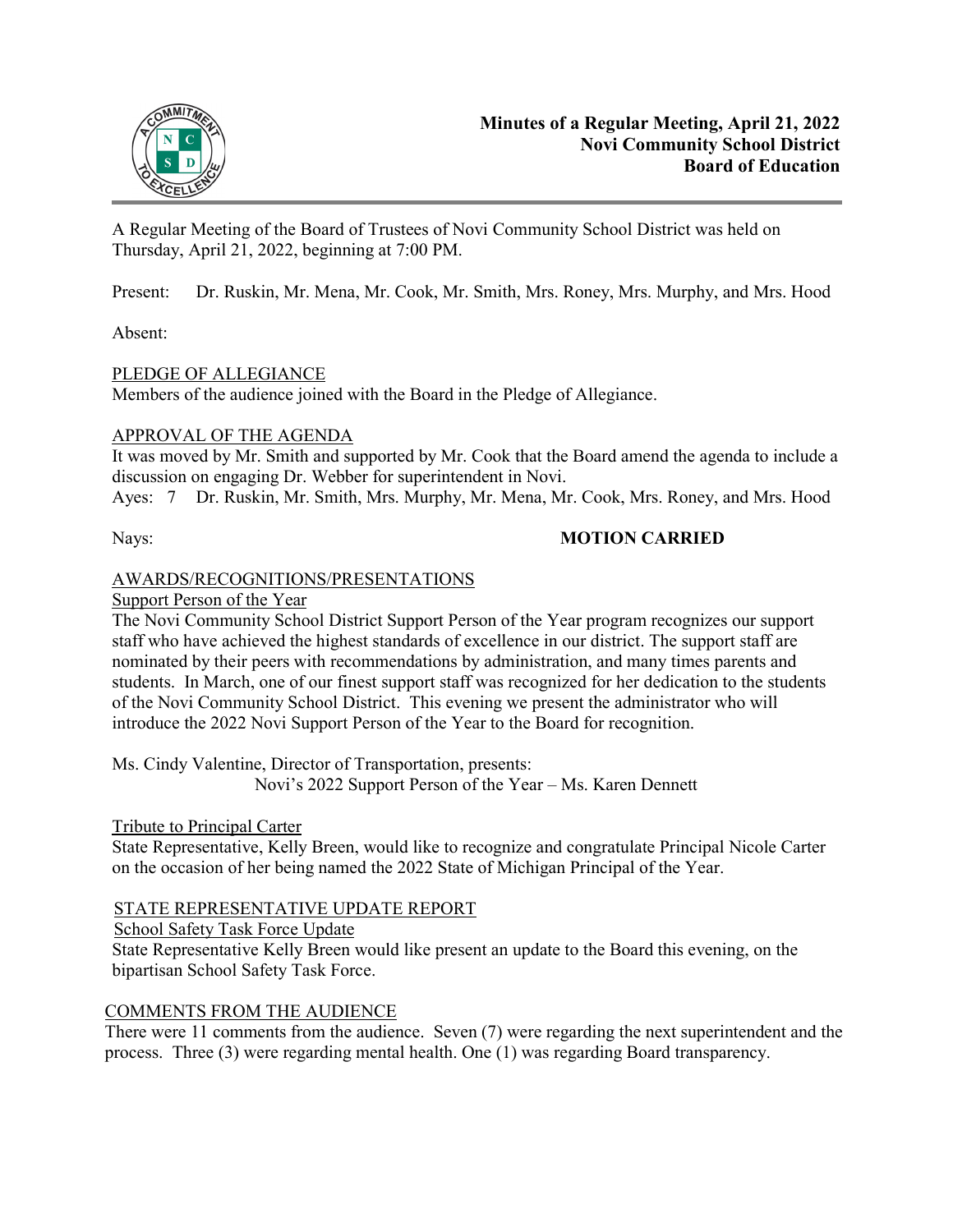# Minutes of a Regular Meeting, April 21, 2022
## Novi Community School District
## Board of Education

A Regular Meeting of the Board of Trustees of Novi Community School District was held on Thursday, April 21, 2022, beginning at 7:00 PM.

Present: Dr. Ruskin, Mr. Mena, Mr. Cook, Mr. Smith, Mrs. Roney, Mrs. Murphy, and Mrs. Hood

Absent:

PLEDGE OF ALLEGIANCE

Members of the audience joined with the Board in the Pledge of Allegiance.

APPROVAL OF THE AGENDA

It was moved by Mr. Smith and supported by Mr. Cook that the Board amend the agenda to include a discussion on engaging Dr. Webber for superintendent in Novi.

Ayes: 7 Dr. Ruskin, Mr. Smith, Mrs. Murphy, Mr. Mena, Mr. Cook, Mrs. Roney, and Mrs. Hood

Nays: **MOTION CARRIED**

AWARDS/RECOGNITIONS/PRESENTATIONS

Support Person of the Year

The Novi Community School District Support Person of the Year program recognizes our support staff who have achieved the highest standards of excellence in our district. The support staff are nominated by their peers with recommendations by administration, and many times parents and students. In March, one of our finest support staff was recognized for her dedication to the students of the Novi Community School District. This evening we present the administrator who will introduce the 2022 Novi Support Person of the Year to the Board for recognition.

Ms. Cindy Valentine, Director of Transportation, presents:

Novi's 2022 Support Person of the Year – Ms. Karen Dennett

Tribute to Principal Carter

State Representative, Kelly Breen, would like to recognize and congratulate Principal Nicole Carter on the occasion of her being named the 2022 State of Michigan Principal of the Year.

STATE REPRESENTATIVE UPDATE REPORT

School Safety Task Force Update

State Representative Kelly Breen would like present an update to the Board this evening, on the bipartisan School Safety Task Force.

COMMENTS FROM THE AUDIENCE

There were 11 comments from the audience. Seven (7) were regarding the next superintendent and the process. Three (3) were regarding mental health. One (1) was regarding Board transparency.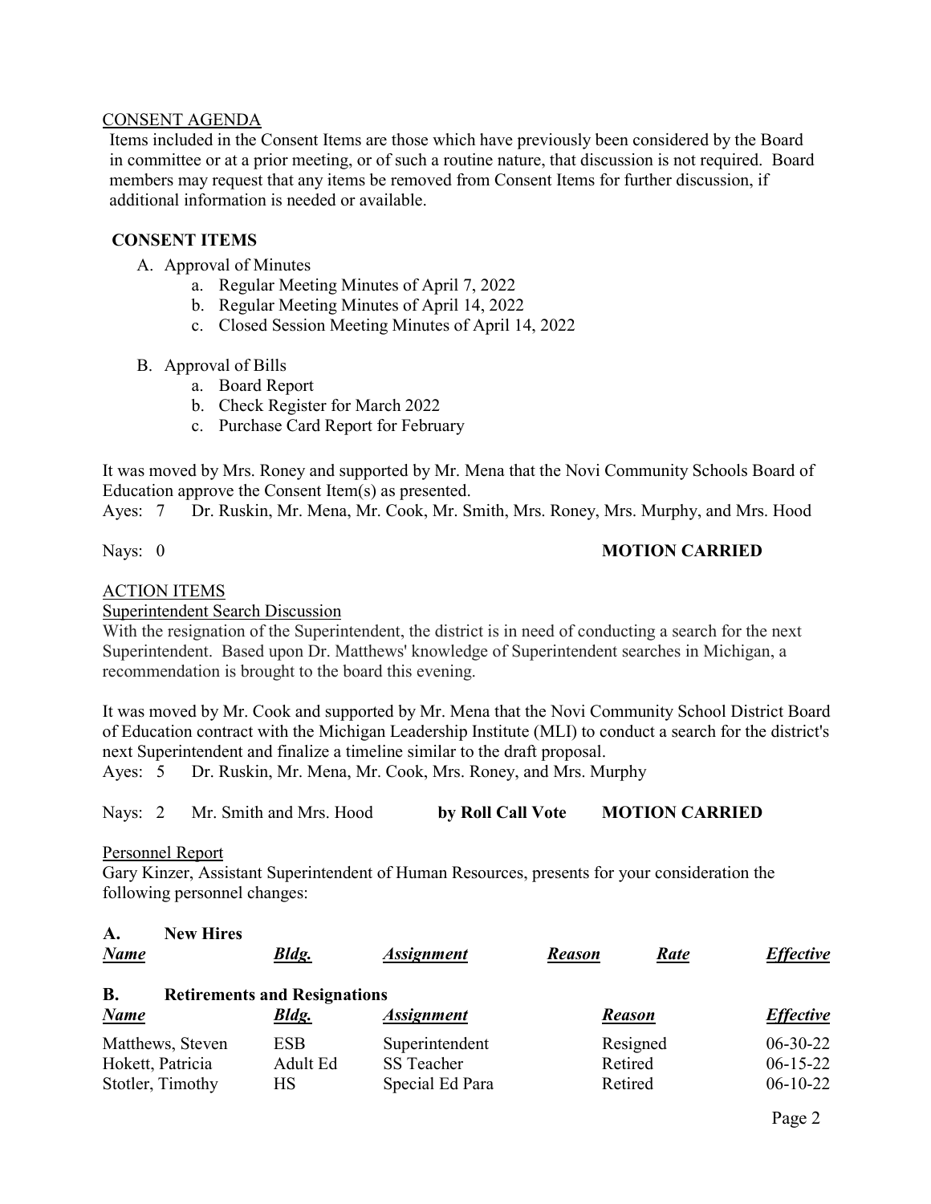CONSENT AGENDA

Items included in the Consent Items are those which have previously been considered by the Board in committee or at a prior meeting, or of such a routine nature, that discussion is not required. Board members may request that any items be removed from Consent Items for further discussion, if additional information is needed or available.

**CONSENT ITEMS**

A. Approval of Minutes
   a. Regular Meeting Minutes of April 7, 2022
   b. Regular Meeting Minutes of April 14, 2022
   c. Closed Session Meeting Minutes of April 14, 2022

B. Approval of Bills
   a. Board Report
   b. Check Register for March 2022
   c. Purchase Card Report for February

It was moved by Mrs. Roney and supported by Mr. Mena that the Novi Community Schools Board of Education approve the Consent Item(s) as presented.

Ayes: 7 Dr. Ruskin, Mr. Mena, Mr. Cook, Mr. Smith, Mrs. Roney, Mrs. Murphy, and Mrs. Hood

Nays: 0 **MOTION CARRIED**

ACTION ITEMS

Superintendent Search Discussion

With the resignation of the Superintendent, the district is in need of conducting a search for the next Superintendent. Based upon Dr. Matthews' knowledge of Superintendent searches in Michigan, a recommendation is brought to the board this evening.

It was moved by Mr. Cook and supported by Mr. Mena that the Novi Community School District Board of Education contract with the Michigan Leadership Institute (MLI) to conduct a search for the district's next Superintendent and finalize a timeline similar to the draft proposal.

Ayes: 5 Dr. Ruskin, Mr. Mena, Mr. Cook, Mrs. Roney, and Mrs. Murphy

Nays: 2 Mr. Smith and Mrs. Hood **by Roll Call Vote** **MOTION CARRIED**

Personnel Report

Gary Kinzer, Assistant Superintendent of Human Resources, presents for your consideration the following personnel changes:

**A. New Hires**

| ***Name*** | ***Bldg.*** | ***Assignment*** | ***Reason*** | ***Rate*** | ***Effective*** |
|---|---|---|---|---|---|

**B. Retirements and Resignations**

| ***Name*** | ***Bldg.*** | ***Assignment*** | ***Reason*** | ***Effective*** |
|---|---|---|---|---|
| Matthews, Steven | ESB | Superintendent | Resigned | 06-30-22 |
| Hokett, Patricia | Adult Ed | SS Teacher | Retired | 06-15-22 |
| Stotler, Timothy | HS | Special Ed Para | Retired | 06-10-22 |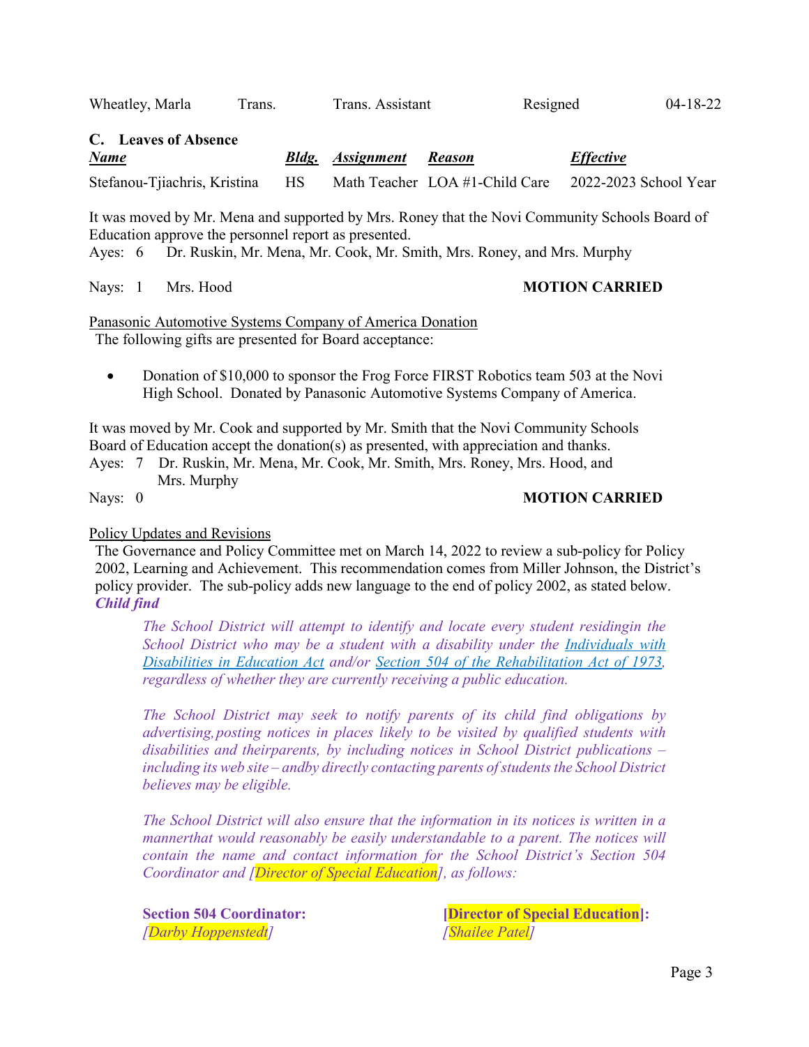| | | | | |
|---|---|---|---|---|
| Wheatley, Marla | Trans. | Trans. Assistant | Resigned | 04-18-22 |

**C. Leaves of Absence**

| ***Name*** | ***Bldg.*** | ***Assignment*** | ***Reason*** | ***Effective*** |
|---|---|---|---|---|
| Stefanou-Tjiachris, Kristina | HS | Math Teacher | LOA #1-Child Care | 2022-2023 School Year |

It was moved by Mr. Mena and supported by Mrs. Roney that the Novi Community Schools Board of Education approve the personnel report as presented.
Ayes: 6 Dr. Ruskin, Mr. Mena, Mr. Cook, Mr. Smith, Mrs. Roney, and Mrs. Murphy

Nays: 1 Mrs. Hood **MOTION CARRIED**

Panasonic Automotive Systems Company of America Donation
The following gifts are presented for Board acceptance:

- Donation of $10,000 to sponsor the Frog Force FIRST Robotics team 503 at the Novi High School. Donated by Panasonic Automotive Systems Company of America.

It was moved by Mr. Cook and supported by Mr. Smith that the Novi Community Schools Board of Education accept the donation(s) as presented, with appreciation and thanks.
Ayes: 7 Dr. Ruskin, Mr. Mena, Mr. Cook, Mr. Smith, Mrs. Roney, Mrs. Hood, and Mrs. Murphy
Nays: 0 **MOTION CARRIED**

Policy Updates and Revisions
The Governance and Policy Committee met on March 14, 2022 to review a sub-policy for Policy 2002, Learning and Achievement. This recommendation comes from Miller Johnson, the District's policy provider. The sub-policy adds new language to the end of policy 2002, as stated below.

***Child find***

*The School District will attempt to identify and locate every student residingin the School District who may be a student with a disability under the Individuals with Disabilities in Education Act and/or Section 504 of the Rehabilitation Act of 1973, regardless of whether they are currently receiving a public education.*

*The School District may seek to notify parents of its child find obligations by advertising,posting notices in places likely to be visited by qualified students with disabilities and theirparents, by including notices in School District publications – including its web site – andby directly contacting parents of students the School District believes may be eligible.*

*The School District will also ensure that the information in its notices is written in a mannerthat would reasonably be easily understandable to a parent. The notices will contain the name and contact information for the School District's Section 504 Coordinator and [Director of Special Education], as follows:*

**Section 504 Coordinator:**
*[Darby Hoppenstedt]*

**[Director of Special Education]:**
*[Shailee Patel]*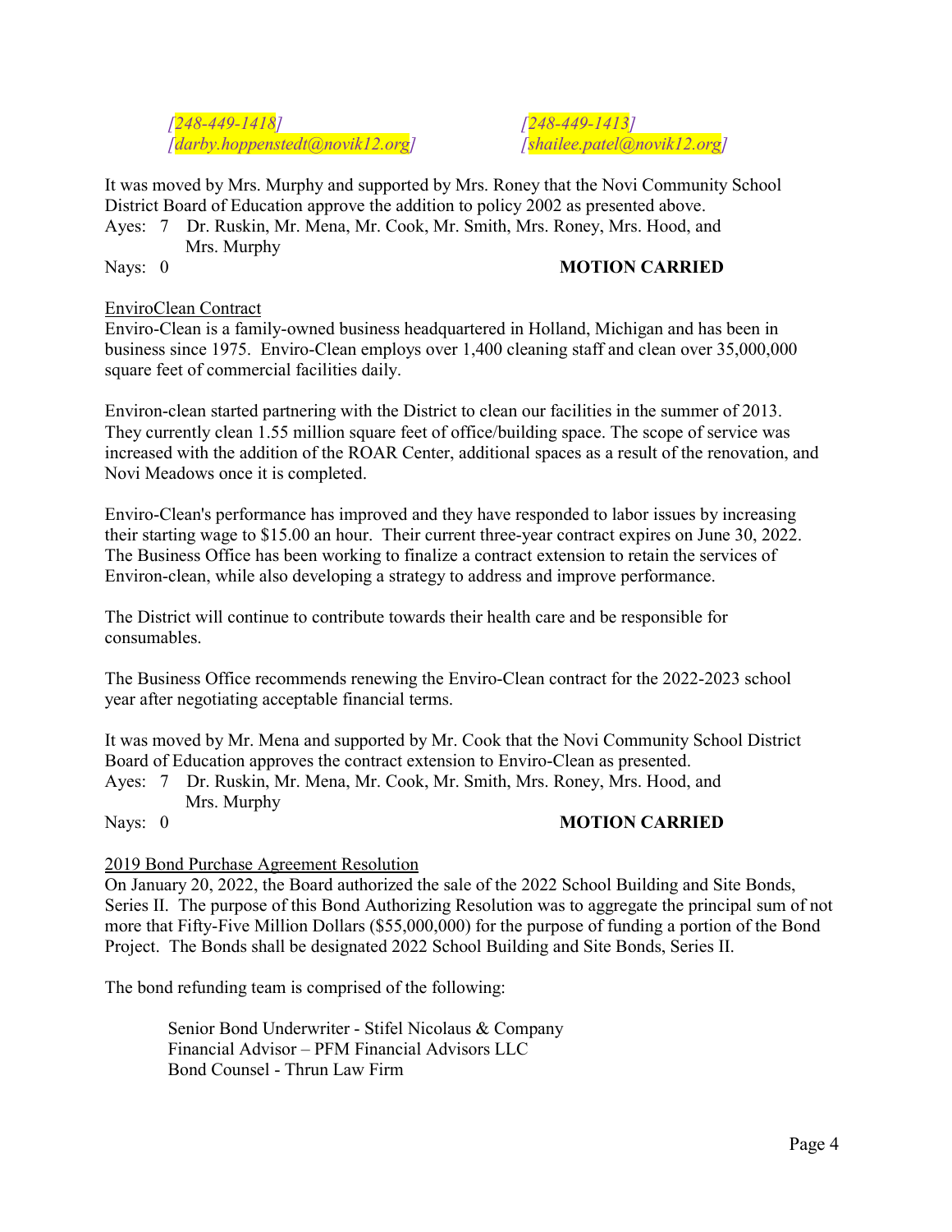[248-449-1418] [248-449-1413]
[darby.hoppenstedt@novik12.org] [shailee.patel@novik12.org]

It was moved by Mrs. Murphy and supported by Mrs. Roney that the Novi Community School District Board of Education approve the addition to policy 2002 as presented above.

Ayes: 7 Dr. Ruskin, Mr. Mena, Mr. Cook, Mr. Smith, Mrs. Roney, Mrs. Hood, and Mrs. Murphy

Nays: 0 **MOTION CARRIED**

EnviroClean Contract

Enviro-Clean is a family-owned business headquartered in Holland, Michigan and has been in business since 1975. Enviro-Clean employs over 1,400 cleaning staff and clean over 35,000,000 square feet of commercial facilities daily.

Environ-clean started partnering with the District to clean our facilities in the summer of 2013. They currently clean 1.55 million square feet of office/building space. The scope of service was increased with the addition of the ROAR Center, additional spaces as a result of the renovation, and Novi Meadows once it is completed.

Enviro-Clean's performance has improved and they have responded to labor issues by increasing their starting wage to $15.00 an hour. Their current three-year contract expires on June 30, 2022. The Business Office has been working to finalize a contract extension to retain the services of Environ-clean, while also developing a strategy to address and improve performance.

The District will continue to contribute towards their health care and be responsible for consumables.

The Business Office recommends renewing the Enviro-Clean contract for the 2022-2023 school year after negotiating acceptable financial terms.

It was moved by Mr. Mena and supported by Mr. Cook that the Novi Community School District Board of Education approves the contract extension to Enviro-Clean as presented.

Ayes: 7 Dr. Ruskin, Mr. Mena, Mr. Cook, Mr. Smith, Mrs. Roney, Mrs. Hood, and Mrs. Murphy

Nays: 0 **MOTION CARRIED**

2019 Bond Purchase Agreement Resolution

On January 20, 2022, the Board authorized the sale of the 2022 School Building and Site Bonds, Series II. The purpose of this Bond Authorizing Resolution was to aggregate the principal sum of not more that Fifty-Five Million Dollars ($55,000,000) for the purpose of funding a portion of the Bond Project. The Bonds shall be designated 2022 School Building and Site Bonds, Series II.

The bond refunding team is comprised of the following:

Senior Bond Underwriter - Stifel Nicolaus & Company
Financial Advisor – PFM Financial Advisors LLC
Bond Counsel - Thrun Law Firm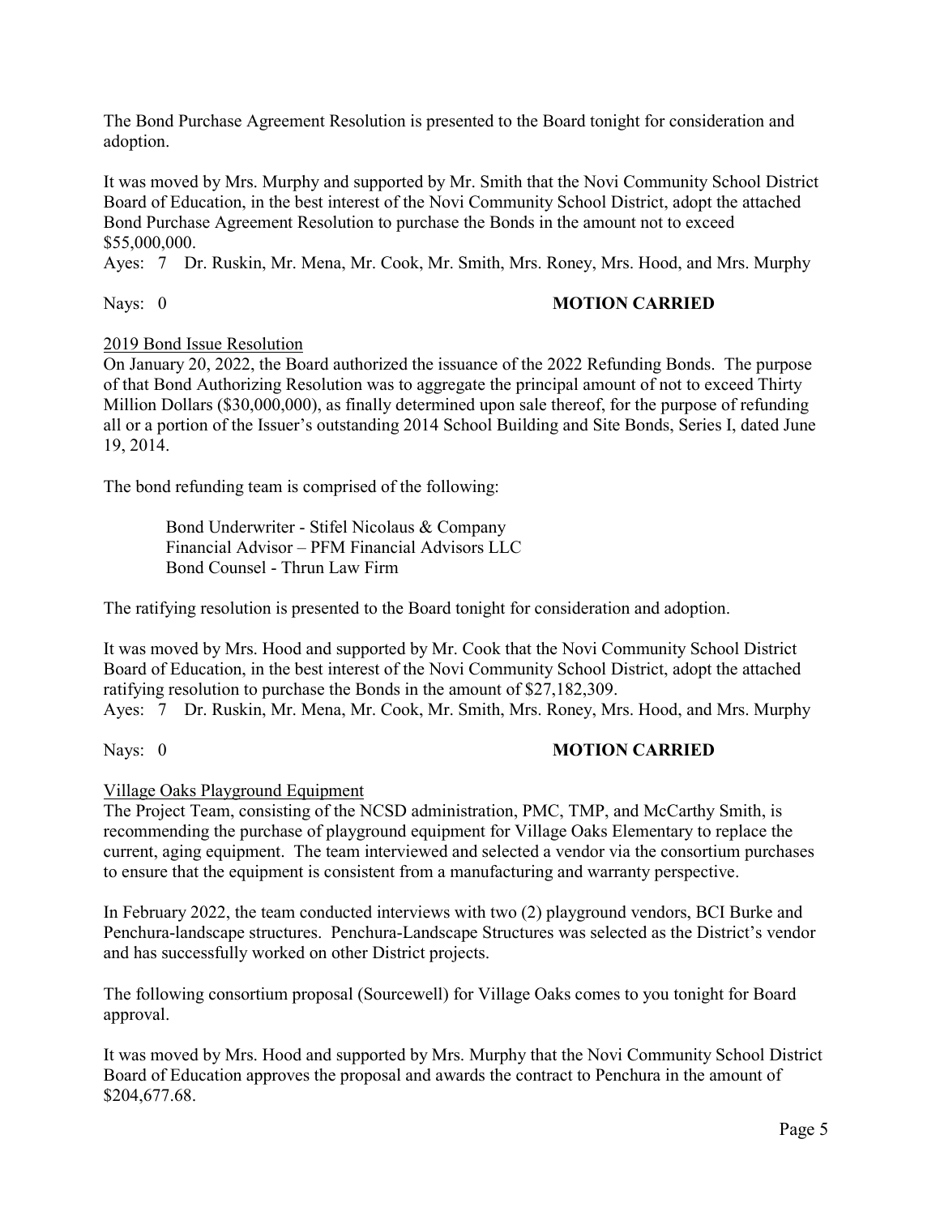The Bond Purchase Agreement Resolution is presented to the Board tonight for consideration and adoption.

It was moved by Mrs. Murphy and supported by Mr. Smith that the Novi Community School District Board of Education, in the best interest of the Novi Community School District, adopt the attached Bond Purchase Agreement Resolution to purchase the Bonds in the amount not to exceed \$55,000,000.

Ayes: 7 Dr. Ruskin, Mr. Mena, Mr. Cook, Mr. Smith, Mrs. Roney, Mrs. Hood, and Mrs. Murphy

Nays: 0 **MOTION CARRIED**

<u>2019 Bond Issue Resolution</u>

On January 20, 2022, the Board authorized the issuance of the 2022 Refunding Bonds. The purpose of that Bond Authorizing Resolution was to aggregate the principal amount of not to exceed Thirty Million Dollars (\$30,000,000), as finally determined upon sale thereof, for the purpose of refunding all or a portion of the Issuer's outstanding 2014 School Building and Site Bonds, Series I, dated June 19, 2014.

The bond refunding team is comprised of the following:

> Bond Underwriter - Stifel Nicolaus & Company
> Financial Advisor – PFM Financial Advisors LLC
> Bond Counsel - Thrun Law Firm

The ratifying resolution is presented to the Board tonight for consideration and adoption.

It was moved by Mrs. Hood and supported by Mr. Cook that the Novi Community School District Board of Education, in the best interest of the Novi Community School District, adopt the attached ratifying resolution to purchase the Bonds in the amount of \$27,182,309.

Ayes: 7 Dr. Ruskin, Mr. Mena, Mr. Cook, Mr. Smith, Mrs. Roney, Mrs. Hood, and Mrs. Murphy

Nays: 0 **MOTION CARRIED**

<u>Village Oaks Playground Equipment</u>

The Project Team, consisting of the NCSD administration, PMC, TMP, and McCarthy Smith, is recommending the purchase of playground equipment for Village Oaks Elementary to replace the current, aging equipment. The team interviewed and selected a vendor via the consortium purchases to ensure that the equipment is consistent from a manufacturing and warranty perspective.

In February 2022, the team conducted interviews with two (2) playground vendors, BCI Burke and Penchura-landscape structures. Penchura-Landscape Structures was selected as the District's vendor and has successfully worked on other District projects.

The following consortium proposal (Sourcewell) for Village Oaks comes to you tonight for Board approval.

It was moved by Mrs. Hood and supported by Mrs. Murphy that the Novi Community School District Board of Education approves the proposal and awards the contract to Penchura in the amount of \$204,677.68.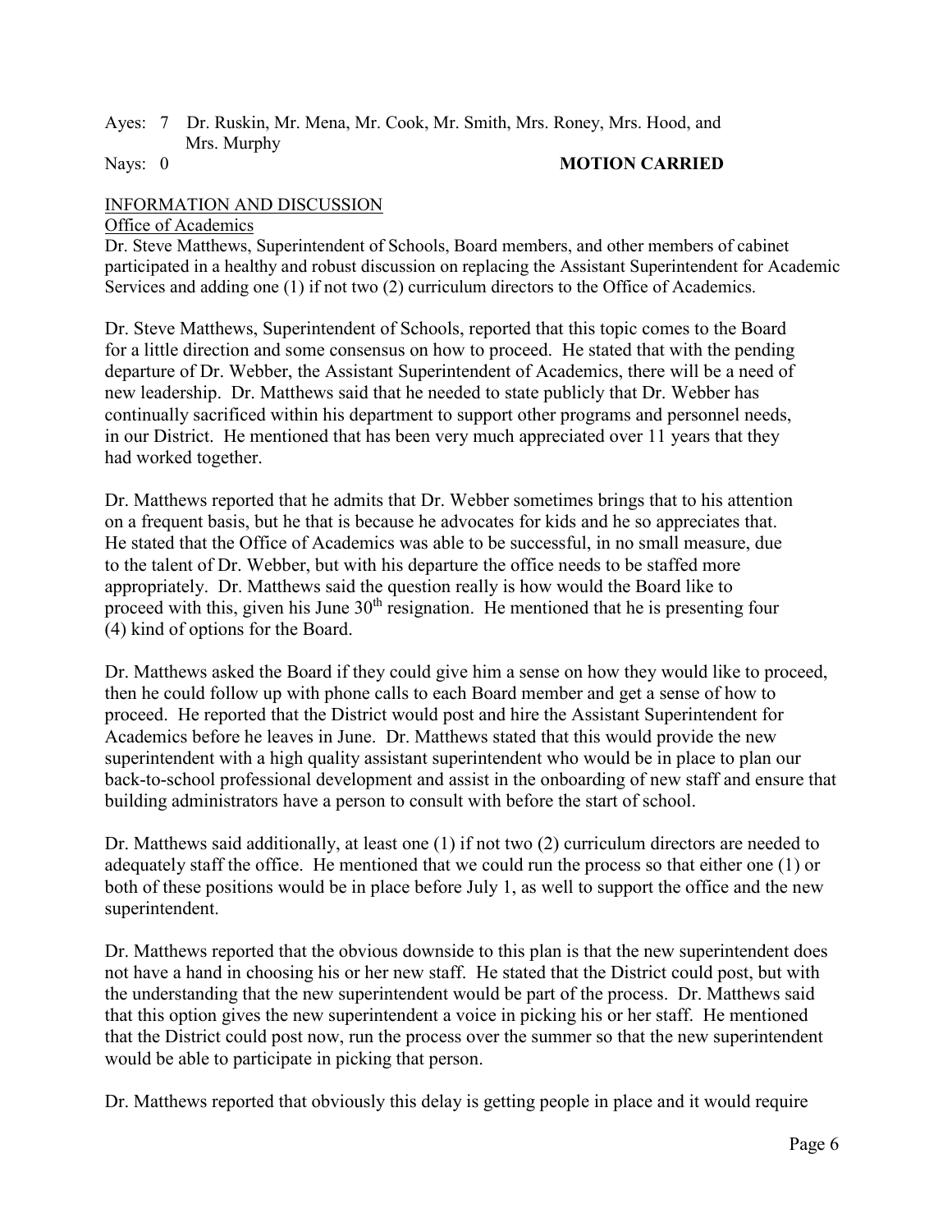Ayes: 7 Dr. Ruskin, Mr. Mena, Mr. Cook, Mr. Smith, Mrs. Roney, Mrs. Hood, and Mrs. Murphy

Nays: 0 **MOTION CARRIED**

INFORMATION AND DISCUSSION

Office of Academics

Dr. Steve Matthews, Superintendent of Schools, Board members, and other members of cabinet participated in a healthy and robust discussion on replacing the Assistant Superintendent for Academic Services and adding one (1) if not two (2) curriculum directors to the Office of Academics.

Dr. Steve Matthews, Superintendent of Schools, reported that this topic comes to the Board for a little direction and some consensus on how to proceed. He stated that with the pending departure of Dr. Webber, the Assistant Superintendent of Academics, there will be a need of new leadership. Dr. Matthews said that he needed to state publicly that Dr. Webber has continually sacrificed within his department to support other programs and personnel needs, in our District. He mentioned that has been very much appreciated over 11 years that they had worked together.

Dr. Matthews reported that he admits that Dr. Webber sometimes brings that to his attention on a frequent basis, but he that is because he advocates for kids and he so appreciates that. He stated that the Office of Academics was able to be successful, in no small measure, due to the talent of Dr. Webber, but with his departure the office needs to be staffed more appropriately. Dr. Matthews said the question really is how would the Board like to proceed with this, given his June 30th resignation. He mentioned that he is presenting four (4) kind of options for the Board.

Dr. Matthews asked the Board if they could give him a sense on how they would like to proceed, then he could follow up with phone calls to each Board member and get a sense of how to proceed. He reported that the District would post and hire the Assistant Superintendent for Academics before he leaves in June. Dr. Matthews stated that this would provide the new superintendent with a high quality assistant superintendent who would be in place to plan our back-to-school professional development and assist in the onboarding of new staff and ensure that building administrators have a person to consult with before the start of school.

Dr. Matthews said additionally, at least one (1) if not two (2) curriculum directors are needed to adequately staff the office. He mentioned that we could run the process so that either one (1) or both of these positions would be in place before July 1, as well to support the office and the new superintendent.

Dr. Matthews reported that the obvious downside to this plan is that the new superintendent does not have a hand in choosing his or her new staff. He stated that the District could post, but with the understanding that the new superintendent would be part of the process. Dr. Matthews said that this option gives the new superintendent a voice in picking his or her staff. He mentioned that the District could post now, run the process over the summer so that the new superintendent would be able to participate in picking that person.

Dr. Matthews reported that obviously this delay is getting people in place and it would require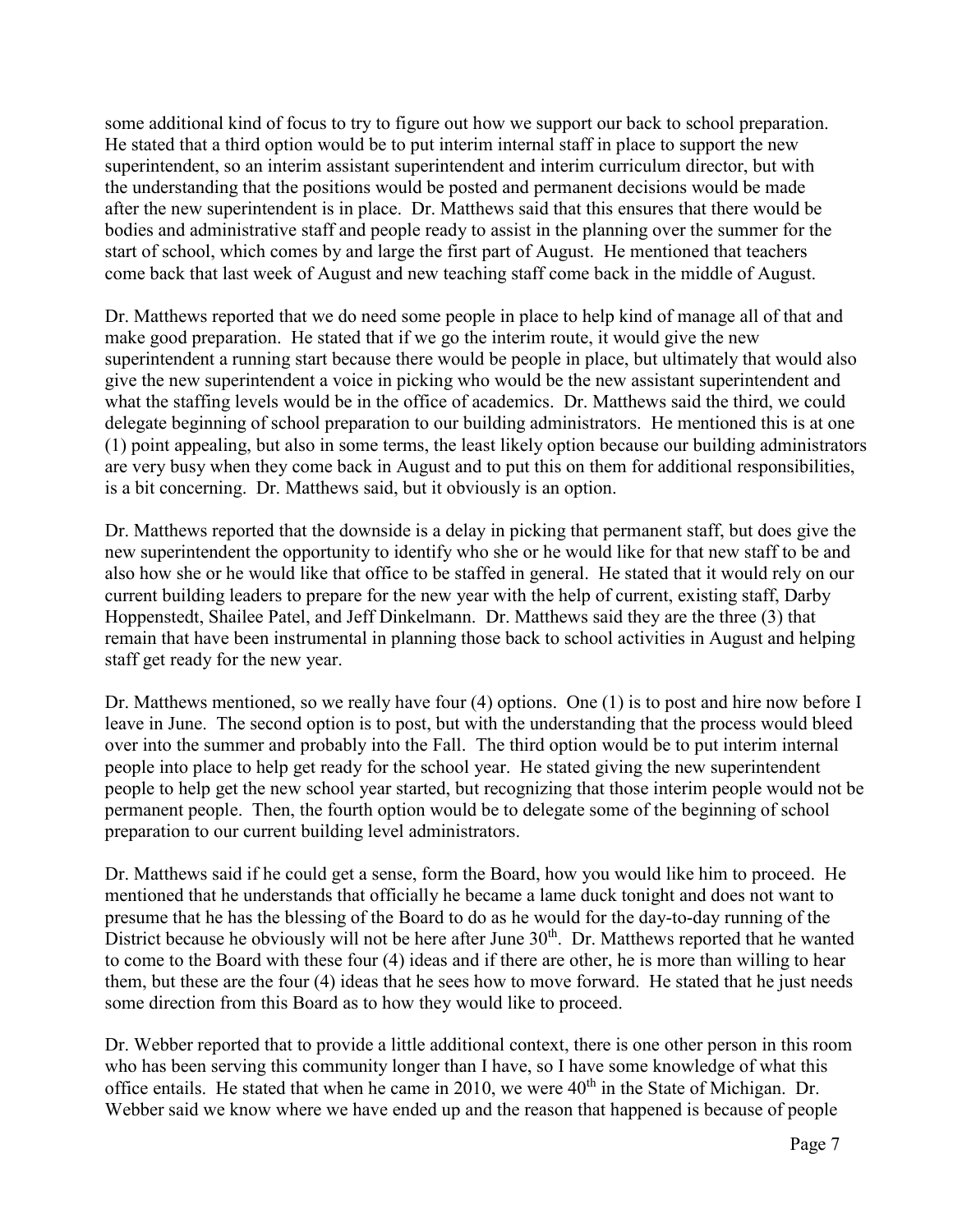some additional kind of focus to try to figure out how we support our back to school preparation. He stated that a third option would be to put interim internal staff in place to support the new superintendent, so an interim assistant superintendent and interim curriculum director, but with the understanding that the positions would be posted and permanent decisions would be made after the new superintendent is in place. Dr. Matthews said that this ensures that there would be bodies and administrative staff and people ready to assist in the planning over the summer for the start of school, which comes by and large the first part of August. He mentioned that teachers come back that last week of August and new teaching staff come back in the middle of August.

Dr. Matthews reported that we do need some people in place to help kind of manage all of that and make good preparation. He stated that if we go the interim route, it would give the new superintendent a running start because there would be people in place, but ultimately that would also give the new superintendent a voice in picking who would be the new assistant superintendent and what the staffing levels would be in the office of academics. Dr. Matthews said the third, we could delegate beginning of school preparation to our building administrators. He mentioned this is at one (1) point appealing, but also in some terms, the least likely option because our building administrators are very busy when they come back in August and to put this on them for additional responsibilities, is a bit concerning. Dr. Matthews said, but it obviously is an option.

Dr. Matthews reported that the downside is a delay in picking that permanent staff, but does give the new superintendent the opportunity to identify who she or he would like for that new staff to be and also how she or he would like that office to be staffed in general. He stated that it would rely on our current building leaders to prepare for the new year with the help of current, existing staff, Darby Hoppenstedt, Shailee Patel, and Jeff Dinkelmann. Dr. Matthews said they are the three (3) that remain that have been instrumental in planning those back to school activities in August and helping staff get ready for the new year.

Dr. Matthews mentioned, so we really have four (4) options. One (1) is to post and hire now before I leave in June. The second option is to post, but with the understanding that the process would bleed over into the summer and probably into the Fall. The third option would be to put interim internal people into place to help get ready for the school year. He stated giving the new superintendent people to help get the new school year started, but recognizing that those interim people would not be permanent people. Then, the fourth option would be to delegate some of the beginning of school preparation to our current building level administrators.

Dr. Matthews said if he could get a sense, form the Board, how you would like him to proceed. He mentioned that he understands that officially he became a lame duck tonight and does not want to presume that he has the blessing of the Board to do as he would for the day-to-day running of the District because he obviously will not be here after June 30th. Dr. Matthews reported that he wanted to come to the Board with these four (4) ideas and if there are other, he is more than willing to hear them, but these are the four (4) ideas that he sees how to move forward. He stated that he just needs some direction from this Board as to how they would like to proceed.

Dr. Webber reported that to provide a little additional context, there is one other person in this room who has been serving this community longer than I have, so I have some knowledge of what this office entails. He stated that when he came in 2010, we were 40th in the State of Michigan. Dr. Webber said we know where we have ended up and the reason that happened is because of people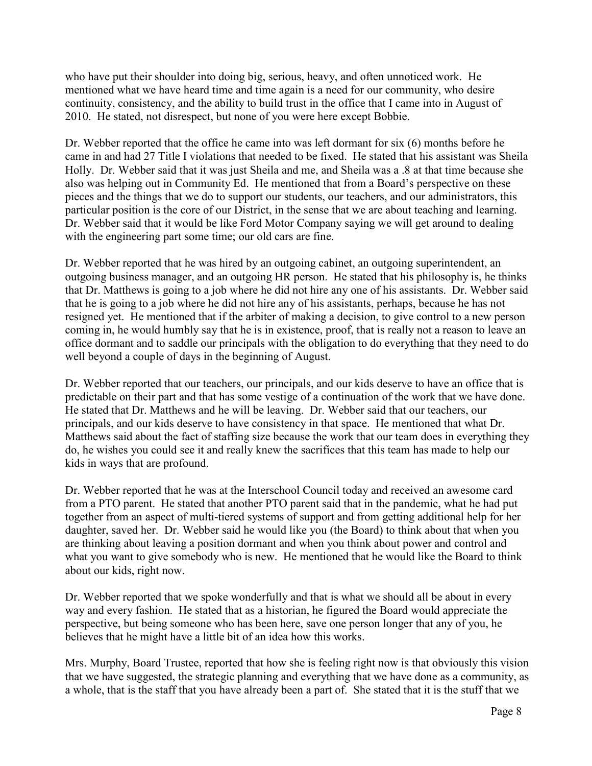who have put their shoulder into doing big, serious, heavy, and often unnoticed work. He mentioned what we have heard time and time again is a need for our community, who desire continuity, consistency, and the ability to build trust in the office that I came into in August of 2010. He stated, not disrespect, but none of you were here except Bobbie.

Dr. Webber reported that the office he came into was left dormant for six (6) months before he came in and had 27 Title I violations that needed to be fixed. He stated that his assistant was Sheila Holly. Dr. Webber said that it was just Sheila and me, and Sheila was a .8 at that time because she also was helping out in Community Ed. He mentioned that from a Board's perspective on these pieces and the things that we do to support our students, our teachers, and our administrators, this particular position is the core of our District, in the sense that we are about teaching and learning. Dr. Webber said that it would be like Ford Motor Company saying we will get around to dealing with the engineering part some time; our old cars are fine.

Dr. Webber reported that he was hired by an outgoing cabinet, an outgoing superintendent, an outgoing business manager, and an outgoing HR person. He stated that his philosophy is, he thinks that Dr. Matthews is going to a job where he did not hire any one of his assistants. Dr. Webber said that he is going to a job where he did not hire any of his assistants, perhaps, because he has not resigned yet. He mentioned that if the arbiter of making a decision, to give control to a new person coming in, he would humbly say that he is in existence, proof, that is really not a reason to leave an office dormant and to saddle our principals with the obligation to do everything that they need to do well beyond a couple of days in the beginning of August.

Dr. Webber reported that our teachers, our principals, and our kids deserve to have an office that is predictable on their part and that has some vestige of a continuation of the work that we have done. He stated that Dr. Matthews and he will be leaving. Dr. Webber said that our teachers, our principals, and our kids deserve to have consistency in that space. He mentioned that what Dr. Matthews said about the fact of staffing size because the work that our team does in everything they do, he wishes you could see it and really knew the sacrifices that this team has made to help our kids in ways that are profound.

Dr. Webber reported that he was at the Interschool Council today and received an awesome card from a PTO parent. He stated that another PTO parent said that in the pandemic, what he had put together from an aspect of multi-tiered systems of support and from getting additional help for her daughter, saved her. Dr. Webber said he would like you (the Board) to think about that when you are thinking about leaving a position dormant and when you think about power and control and what you want to give somebody who is new. He mentioned that he would like the Board to think about our kids, right now.

Dr. Webber reported that we spoke wonderfully and that is what we should all be about in every way and every fashion. He stated that as a historian, he figured the Board would appreciate the perspective, but being someone who has been here, save one person longer that any of you, he believes that he might have a little bit of an idea how this works.

Mrs. Murphy, Board Trustee, reported that how she is feeling right now is that obviously this vision that we have suggested, the strategic planning and everything that we have done as a community, as a whole, that is the staff that you have already been a part of. She stated that it is the stuff that we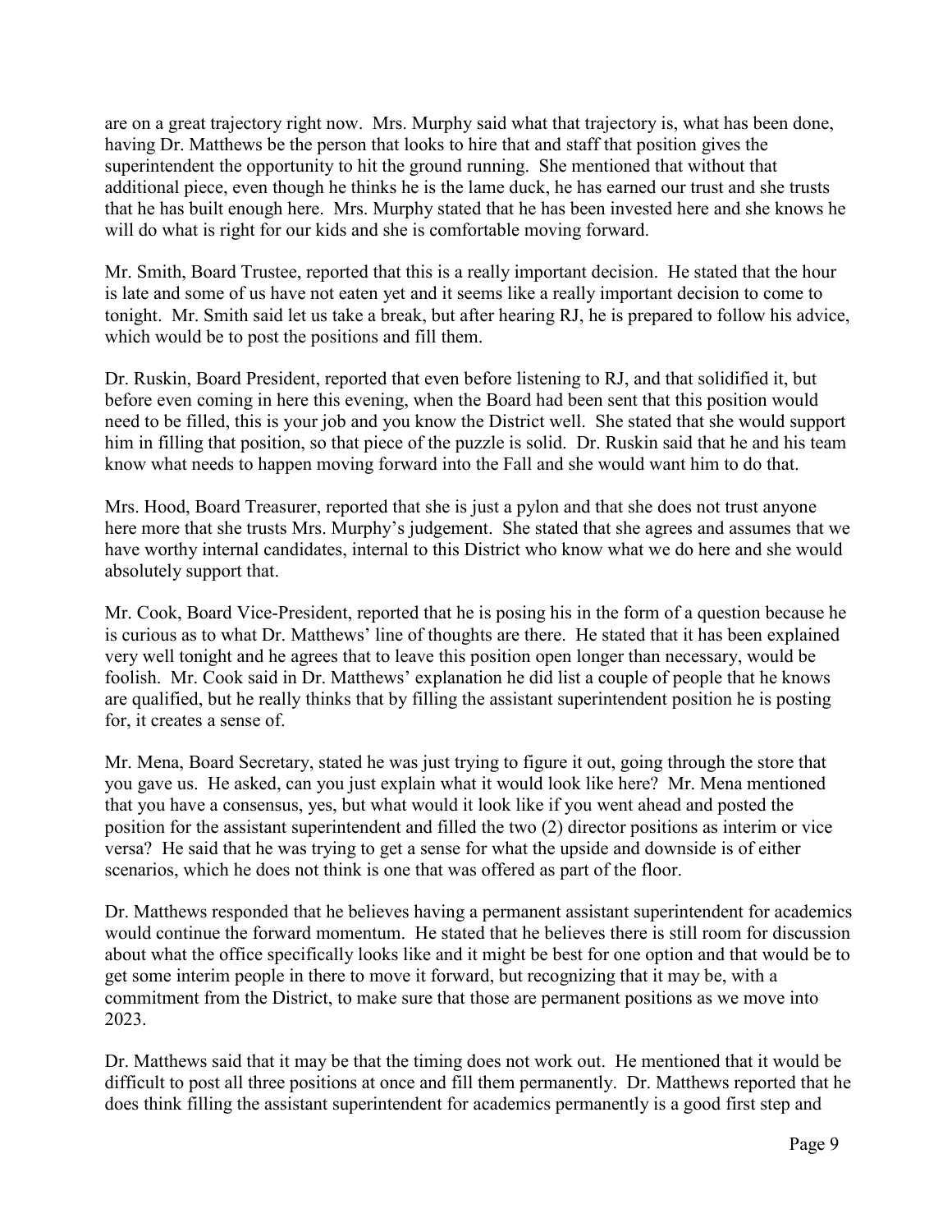are on a great trajectory right now. Mrs. Murphy said what that trajectory is, what has been done, having Dr. Matthews be the person that looks to hire that and staff that position gives the superintendent the opportunity to hit the ground running. She mentioned that without that additional piece, even though he thinks he is the lame duck, he has earned our trust and she trusts that he has built enough here. Mrs. Murphy stated that he has been invested here and she knows he will do what is right for our kids and she is comfortable moving forward.

Mr. Smith, Board Trustee, reported that this is a really important decision. He stated that the hour is late and some of us have not eaten yet and it seems like a really important decision to come to tonight. Mr. Smith said let us take a break, but after hearing RJ, he is prepared to follow his advice, which would be to post the positions and fill them.

Dr. Ruskin, Board President, reported that even before listening to RJ, and that solidified it, but before even coming in here this evening, when the Board had been sent that this position would need to be filled, this is your job and you know the District well. She stated that she would support him in filling that position, so that piece of the puzzle is solid. Dr. Ruskin said that he and his team know what needs to happen moving forward into the Fall and she would want him to do that.

Mrs. Hood, Board Treasurer, reported that she is just a pylon and that she does not trust anyone here more that she trusts Mrs. Murphy's judgement. She stated that she agrees and assumes that we have worthy internal candidates, internal to this District who know what we do here and she would absolutely support that.

Mr. Cook, Board Vice-President, reported that he is posing his in the form of a question because he is curious as to what Dr. Matthews' line of thoughts are there. He stated that it has been explained very well tonight and he agrees that to leave this position open longer than necessary, would be foolish. Mr. Cook said in Dr. Matthews' explanation he did list a couple of people that he knows are qualified, but he really thinks that by filling the assistant superintendent position he is posting for, it creates a sense of.

Mr. Mena, Board Secretary, stated he was just trying to figure it out, going through the store that you gave us. He asked, can you just explain what it would look like here? Mr. Mena mentioned that you have a consensus, yes, but what would it look like if you went ahead and posted the position for the assistant superintendent and filled the two (2) director positions as interim or vice versa? He said that he was trying to get a sense for what the upside and downside is of either scenarios, which he does not think is one that was offered as part of the floor.

Dr. Matthews responded that he believes having a permanent assistant superintendent for academics would continue the forward momentum. He stated that he believes there is still room for discussion about what the office specifically looks like and it might be best for one option and that would be to get some interim people in there to move it forward, but recognizing that it may be, with a commitment from the District, to make sure that those are permanent positions as we move into 2023.

Dr. Matthews said that it may be that the timing does not work out. He mentioned that it would be difficult to post all three positions at once and fill them permanently. Dr. Matthews reported that he does think filling the assistant superintendent for academics permanently is a good first step and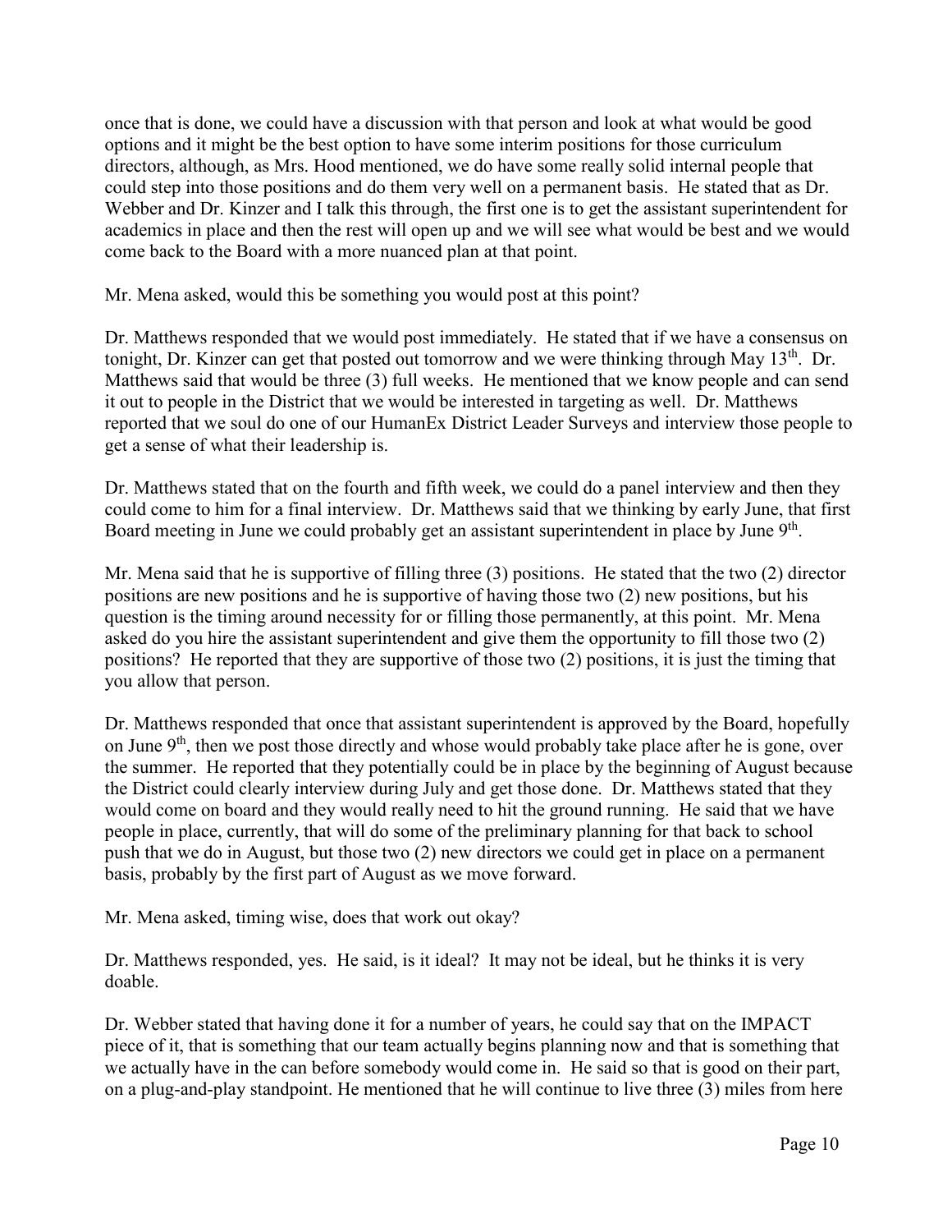once that is done, we could have a discussion with that person and look at what would be good options and it might be the best option to have some interim positions for those curriculum directors, although, as Mrs. Hood mentioned, we do have some really solid internal people that could step into those positions and do them very well on a permanent basis. He stated that as Dr. Webber and Dr. Kinzer and I talk this through, the first one is to get the assistant superintendent for academics in place and then the rest will open up and we will see what would be best and we would come back to the Board with a more nuanced plan at that point.

Mr. Mena asked, would this be something you would post at this point?

Dr. Matthews responded that we would post immediately. He stated that if we have a consensus on tonight, Dr. Kinzer can get that posted out tomorrow and we were thinking through May 13th. Dr. Matthews said that would be three (3) full weeks. He mentioned that we know people and can send it out to people in the District that we would be interested in targeting as well. Dr. Matthews reported that we soul do one of our HumanEx District Leader Surveys and interview those people to get a sense of what their leadership is.

Dr. Matthews stated that on the fourth and fifth week, we could do a panel interview and then they could come to him for a final interview. Dr. Matthews said that we thinking by early June, that first Board meeting in June we could probably get an assistant superintendent in place by June 9th.

Mr. Mena said that he is supportive of filling three (3) positions. He stated that the two (2) director positions are new positions and he is supportive of having those two (2) new positions, but his question is the timing around necessity for or filling those permanently, at this point. Mr. Mena asked do you hire the assistant superintendent and give them the opportunity to fill those two (2) positions? He reported that they are supportive of those two (2) positions, it is just the timing that you allow that person.

Dr. Matthews responded that once that assistant superintendent is approved by the Board, hopefully on June 9th, then we post those directly and whose would probably take place after he is gone, over the summer. He reported that they potentially could be in place by the beginning of August because the District could clearly interview during July and get those done. Dr. Matthews stated that they would come on board and they would really need to hit the ground running. He said that we have people in place, currently, that will do some of the preliminary planning for that back to school push that we do in August, but those two (2) new directors we could get in place on a permanent basis, probably by the first part of August as we move forward.

Mr. Mena asked, timing wise, does that work out okay?

Dr. Matthews responded, yes. He said, is it ideal? It may not be ideal, but he thinks it is very doable.

Dr. Webber stated that having done it for a number of years, he could say that on the IMPACT piece of it, that is something that our team actually begins planning now and that is something that we actually have in the can before somebody would come in. He said so that is good on their part, on a plug-and-play standpoint. He mentioned that he will continue to live three (3) miles from here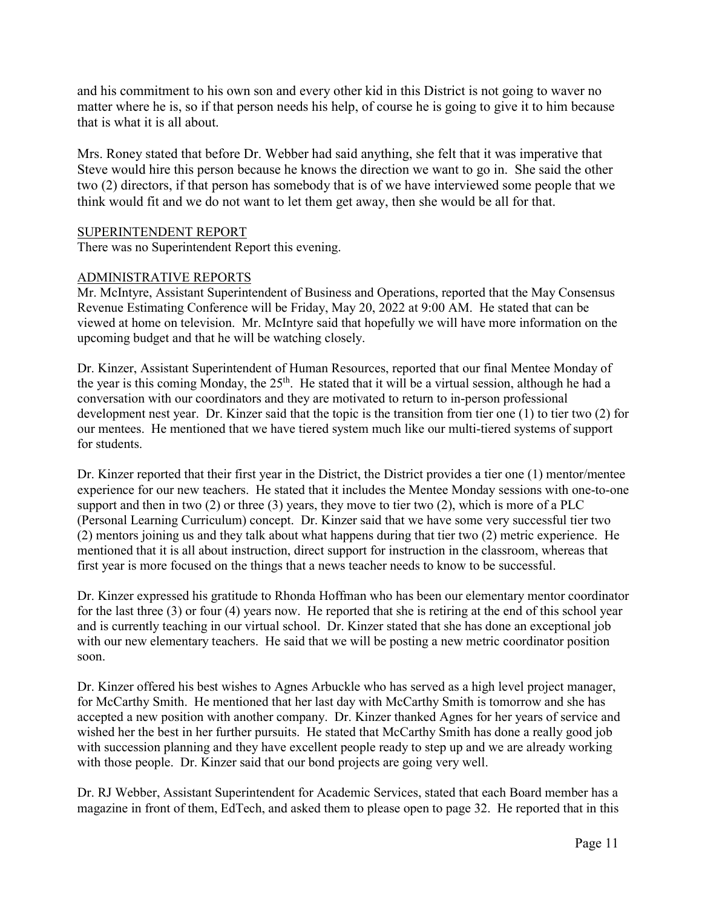and his commitment to his own son and every other kid in this District is not going to waver no matter where he is, so if that person needs his help, of course he is going to give it to him because that is what it is all about.

Mrs. Roney stated that before Dr. Webber had said anything, she felt that it was imperative that Steve would hire this person because he knows the direction we want to go in. She said the other two (2) directors, if that person has somebody that is of we have interviewed some people that we think would fit and we do not want to let them get away, then she would be all for that.

## SUPERINTENDENT REPORT

There was no Superintendent Report this evening.

## ADMINISTRATIVE REPORTS

Mr. McIntyre, Assistant Superintendent of Business and Operations, reported that the May Consensus Revenue Estimating Conference will be Friday, May 20, 2022 at 9:00 AM. He stated that can be viewed at home on television. Mr. McIntyre said that hopefully we will have more information on the upcoming budget and that he will be watching closely.

Dr. Kinzer, Assistant Superintendent of Human Resources, reported that our final Mentee Monday of the year is this coming Monday, the 25th. He stated that it will be a virtual session, although he had a conversation with our coordinators and they are motivated to return to in-person professional development nest year. Dr. Kinzer said that the topic is the transition from tier one (1) to tier two (2) for our mentees. He mentioned that we have tiered system much like our multi-tiered systems of support for students.

Dr. Kinzer reported that their first year in the District, the District provides a tier one (1) mentor/mentee experience for our new teachers. He stated that it includes the Mentee Monday sessions with one-to-one support and then in two (2) or three (3) years, they move to tier two (2), which is more of a PLC (Personal Learning Curriculum) concept. Dr. Kinzer said that we have some very successful tier two (2) mentors joining us and they talk about what happens during that tier two (2) metric experience. He mentioned that it is all about instruction, direct support for instruction in the classroom, whereas that first year is more focused on the things that a news teacher needs to know to be successful.

Dr. Kinzer expressed his gratitude to Rhonda Hoffman who has been our elementary mentor coordinator for the last three (3) or four (4) years now. He reported that she is retiring at the end of this school year and is currently teaching in our virtual school. Dr. Kinzer stated that she has done an exceptional job with our new elementary teachers. He said that we will be posting a new metric coordinator position soon.

Dr. Kinzer offered his best wishes to Agnes Arbuckle who has served as a high level project manager, for McCarthy Smith. He mentioned that her last day with McCarthy Smith is tomorrow and she has accepted a new position with another company. Dr. Kinzer thanked Agnes for her years of service and wished her the best in her further pursuits. He stated that McCarthy Smith has done a really good job with succession planning and they have excellent people ready to step up and we are already working with those people. Dr. Kinzer said that our bond projects are going very well.

Dr. RJ Webber, Assistant Superintendent for Academic Services, stated that each Board member has a magazine in front of them, EdTech, and asked them to please open to page 32. He reported that in this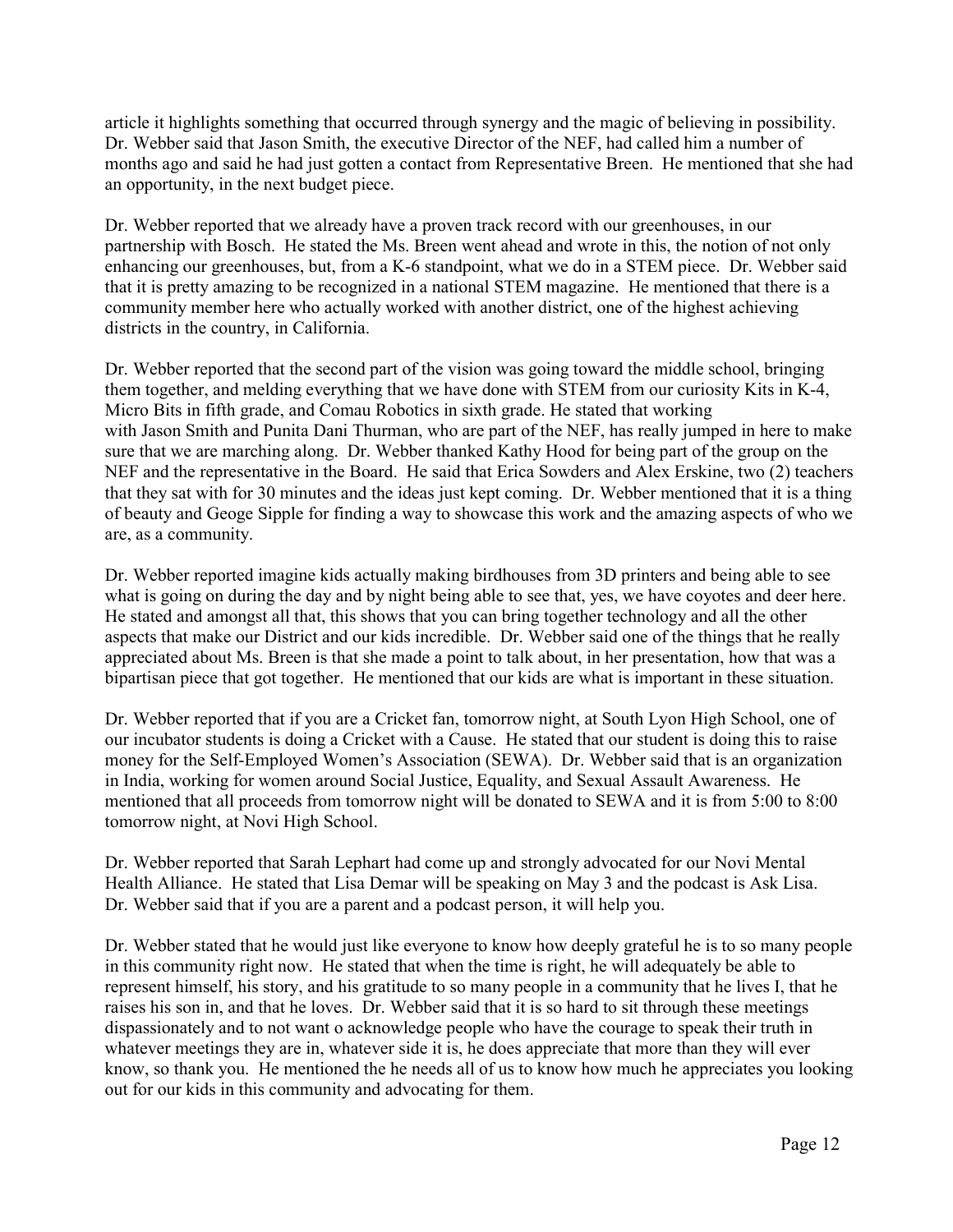article it highlights something that occurred through synergy and the magic of believing in possibility. Dr. Webber said that Jason Smith, the executive Director of the NEF, had called him a number of months ago and said he had just gotten a contact from Representative Breen. He mentioned that she had an opportunity, in the next budget piece.

Dr. Webber reported that we already have a proven track record with our greenhouses, in our partnership with Bosch. He stated the Ms. Breen went ahead and wrote in this, the notion of not only enhancing our greenhouses, but, from a K-6 standpoint, what we do in a STEM piece. Dr. Webber said that it is pretty amazing to be recognized in a national STEM magazine. He mentioned that there is a community member here who actually worked with another district, one of the highest achieving districts in the country, in California.

Dr. Webber reported that the second part of the vision was going toward the middle school, bringing them together, and melding everything that we have done with STEM from our curiosity Kits in K-4, Micro Bits in fifth grade, and Comau Robotics in sixth grade. He stated that working with Jason Smith and Punita Dani Thurman, who are part of the NEF, has really jumped in here to make sure that we are marching along. Dr. Webber thanked Kathy Hood for being part of the group on the NEF and the representative in the Board. He said that Erica Sowders and Alex Erskine, two (2) teachers that they sat with for 30 minutes and the ideas just kept coming. Dr. Webber mentioned that it is a thing of beauty and Geoge Sipple for finding a way to showcase this work and the amazing aspects of who we are, as a community.

Dr. Webber reported imagine kids actually making birdhouses from 3D printers and being able to see what is going on during the day and by night being able to see that, yes, we have coyotes and deer here. He stated and amongst all that, this shows that you can bring together technology and all the other aspects that make our District and our kids incredible. Dr. Webber said one of the things that he really appreciated about Ms. Breen is that she made a point to talk about, in her presentation, how that was a bipartisan piece that got together. He mentioned that our kids are what is important in these situation.

Dr. Webber reported that if you are a Cricket fan, tomorrow night, at South Lyon High School, one of our incubator students is doing a Cricket with a Cause. He stated that our student is doing this to raise money for the Self-Employed Women's Association (SEWA). Dr. Webber said that is an organization in India, working for women around Social Justice, Equality, and Sexual Assault Awareness. He mentioned that all proceeds from tomorrow night will be donated to SEWA and it is from 5:00 to 8:00 tomorrow night, at Novi High School.

Dr. Webber reported that Sarah Lephart had come up and strongly advocated for our Novi Mental Health Alliance. He stated that Lisa Demar will be speaking on May 3 and the podcast is Ask Lisa. Dr. Webber said that if you are a parent and a podcast person, it will help you.

Dr. Webber stated that he would just like everyone to know how deeply grateful he is to so many people in this community right now. He stated that when the time is right, he will adequately be able to represent himself, his story, and his gratitude to so many people in a community that he lives I, that he raises his son in, and that he loves. Dr. Webber said that it is so hard to sit through these meetings dispassionately and to not want o acknowledge people who have the courage to speak their truth in whatever meetings they are in, whatever side it is, he does appreciate that more than they will ever know, so thank you. He mentioned the he needs all of us to know how much he appreciates you looking out for our kids in this community and advocating for them.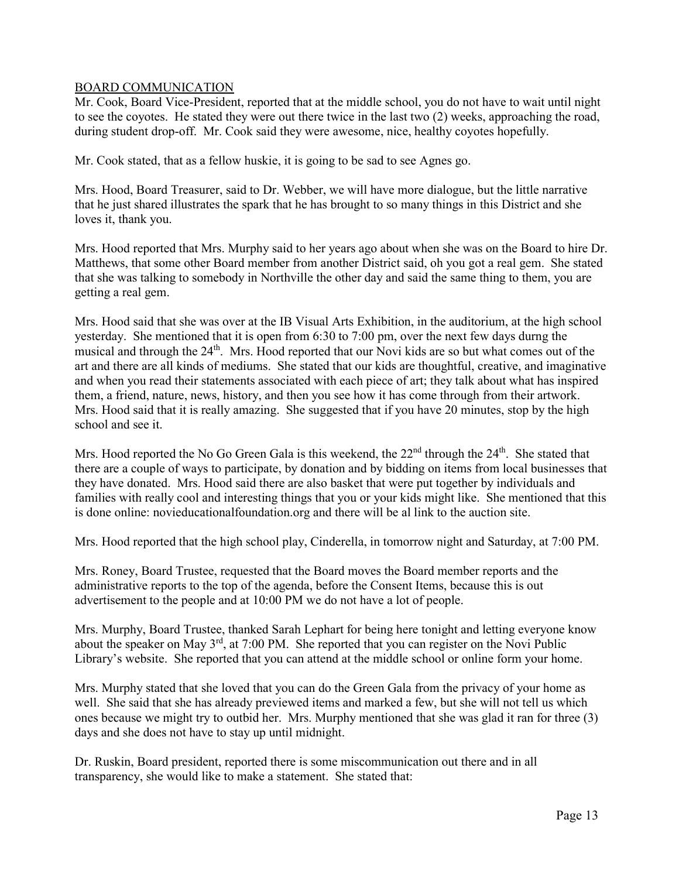BOARD COMMUNICATION

Mr. Cook, Board Vice-President, reported that at the middle school, you do not have to wait until night to see the coyotes. He stated they were out there twice in the last two (2) weeks, approaching the road, during student drop-off. Mr. Cook said they were awesome, nice, healthy coyotes hopefully.

Mr. Cook stated, that as a fellow huskie, it is going to be sad to see Agnes go.

Mrs. Hood, Board Treasurer, said to Dr. Webber, we will have more dialogue, but the little narrative that he just shared illustrates the spark that he has brought to so many things in this District and she loves it, thank you.

Mrs. Hood reported that Mrs. Murphy said to her years ago about when she was on the Board to hire Dr. Matthews, that some other Board member from another District said, oh you got a real gem. She stated that she was talking to somebody in Northville the other day and said the same thing to them, you are getting a real gem.

Mrs. Hood said that she was over at the IB Visual Arts Exhibition, in the auditorium, at the high school yesterday. She mentioned that it is open from 6:30 to 7:00 pm, over the next few days durng the musical and through the 24th. Mrs. Hood reported that our Novi kids are so but what comes out of the art and there are all kinds of mediums. She stated that our kids are thoughtful, creative, and imaginative and when you read their statements associated with each piece of art; they talk about what has inspired them, a friend, nature, news, history, and then you see how it has come through from their artwork. Mrs. Hood said that it is really amazing. She suggested that if you have 20 minutes, stop by the high school and see it.

Mrs. Hood reported the No Go Green Gala is this weekend, the 22nd through the 24th. She stated that there are a couple of ways to participate, by donation and by bidding on items from local businesses that they have donated. Mrs. Hood said there are also basket that were put together by individuals and families with really cool and interesting things that you or your kids might like. She mentioned that this is done online: novieducationalfoundation.org and there will be al link to the auction site.

Mrs. Hood reported that the high school play, Cinderella, in tomorrow night and Saturday, at 7:00 PM.

Mrs. Roney, Board Trustee, requested that the Board moves the Board member reports and the administrative reports to the top of the agenda, before the Consent Items, because this is out advertisement to the people and at 10:00 PM we do not have a lot of people.

Mrs. Murphy, Board Trustee, thanked Sarah Lephart for being here tonight and letting everyone know about the speaker on May 3rd, at 7:00 PM. She reported that you can register on the Novi Public Library's website. She reported that you can attend at the middle school or online form your home.

Mrs. Murphy stated that she loved that you can do the Green Gala from the privacy of your home as well. She said that she has already previewed items and marked a few, but she will not tell us which ones because we might try to outbid her. Mrs. Murphy mentioned that she was glad it ran for three (3) days and she does not have to stay up until midnight.

Dr. Ruskin, Board president, reported there is some miscommunication out there and in all transparency, she would like to make a statement. She stated that: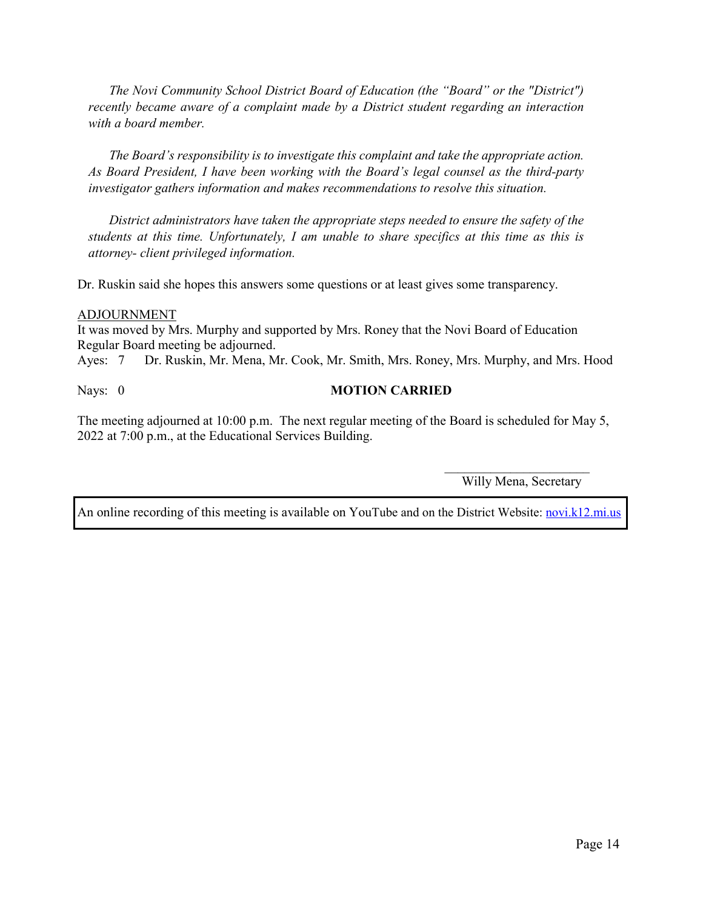*The Novi Community School District Board of Education (the "Board" or the "District") recently became aware of a complaint made by a District student regarding an interaction with a board member.*

*The Board's responsibility is to investigate this complaint and take the appropriate action. As Board President, I have been working with the Board's legal counsel as the third-party investigator gathers information and makes recommendations to resolve this situation.*

*District administrators have taken the appropriate steps needed to ensure the safety of the students at this time. Unfortunately, I am unable to share specifics at this time as this is attorney- client privileged information.*

Dr. Ruskin said she hopes this answers some questions or at least gives some transparency.

ADJOURNMENT

It was moved by Mrs. Murphy and supported by Mrs. Roney that the Novi Board of Education Regular Board meeting be adjourned.

Ayes: 7 Dr. Ruskin, Mr. Mena, Mr. Cook, Mr. Smith, Mrs. Roney, Mrs. Murphy, and Mrs. Hood

Nays: 0 **MOTION CARRIED**

The meeting adjourned at 10:00 p.m. The next regular meeting of the Board is scheduled for May 5, 2022 at 7:00 p.m., at the Educational Services Building.

______________________
Willy Mena, Secretary

An online recording of this meeting is available on YouTube and on the District Website: [novi.k12.mi.us](novi.k12.mi.us)